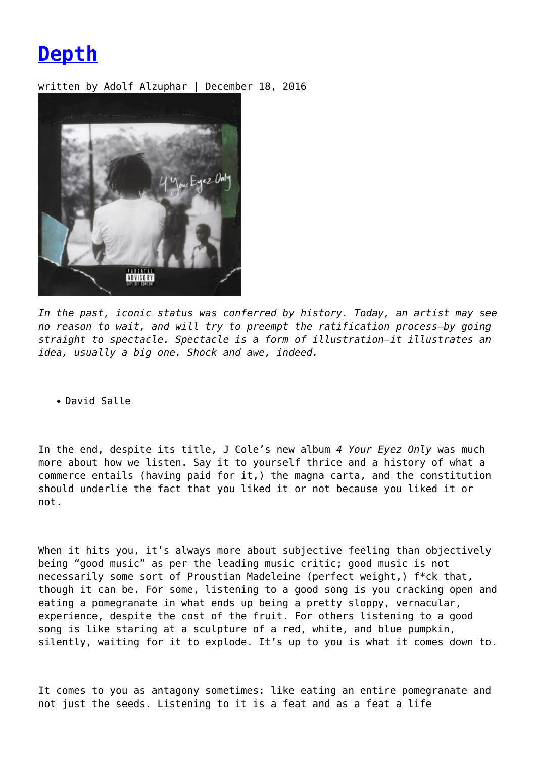# Depth

written by Adolf Alzuphar | December 18, 2016

*In the past, iconic status was conferred by history. Today, an artist may see no reason to wait, and will try to preempt the ratification process—by going straight to spectacle. Spectacle is a form of illustration—it illustrates an idea, usually a big one. Shock and awe, indeed.*

- David Salle

In the end, despite its title, J Cole's new album *4 Your Eyez Only* was much more about how we listen. Say it to yourself thrice and a history of what a commerce entails (having paid for it,) the magna carta, and the constitution should underlie the fact that you liked it or not because you liked it or not.

When it hits you, it's always more about subjective feeling than objectively being "good music" as per the leading music critic; good music is not necessarily some sort of Proustian Madeleine (perfect weight,) f*ck that, though it can be. For some, listening to a good song is you cracking open and eating a pomegranate in what ends up being a pretty sloppy, vernacular, experience, despite the cost of the fruit. For others listening to a good song is like staring at a sculpture of a red, white, and blue pumpkin, silently, waiting for it to explode. It's up to you is what it comes down to.

It comes to you as antagony sometimes: like eating an entire pomegranate and not just the seeds. Listening to it is a feat and as a feat a life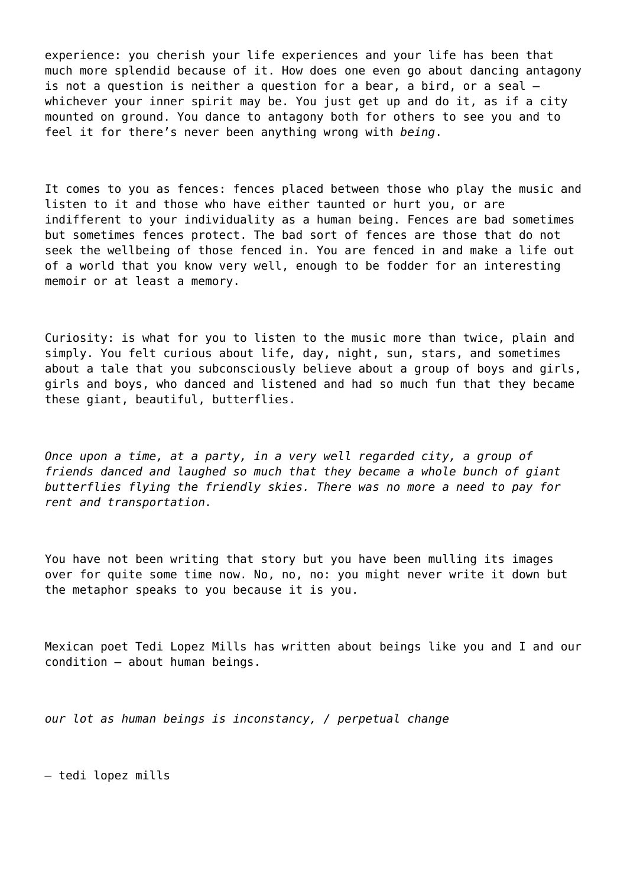experience: you cherish your life experiences and your life has been that much more splendid because of it. How does one even go about dancing antagony is not a question is neither a question for a bear, a bird, or a seal — whichever your inner spirit may be. You just get up and do it, as if a city mounted on ground. You dance to antagony both for others to see you and to feel it for there's never been anything wrong with *being*.

It comes to you as fences: fences placed between those who play the music and listen to it and those who have either taunted or hurt you, or are indifferent to your individuality as a human being. Fences are bad sometimes but sometimes fences protect. The bad sort of fences are those that do not seek the wellbeing of those fenced in. You are fenced in and make a life out of a world that you know very well, enough to be fodder for an interesting memoir or at least a memory.

Curiosity: is what for you to listen to the music more than twice, plain and simply. You felt curious about life, day, night, sun, stars, and sometimes about a tale that you subconsciously believe about a group of boys and girls, girls and boys, who danced and listened and had so much fun that they became these giant, beautiful, butterflies.

*Once upon a time, at a party, in a very well regarded city, a group of friends danced and laughed so much that they became a whole bunch of giant butterflies flying the friendly skies. There was no more a need to pay for rent and transportation.*

You have not been writing that story but you have been mulling its images over for quite some time now. No, no, no: you might never write it down but the metaphor speaks to you because it is you.

Mexican poet Tedi Lopez Mills has written about beings like you and I and our condition — about human beings.

*our lot as human beings is inconstancy, / perpetual change*

— tedi lopez mills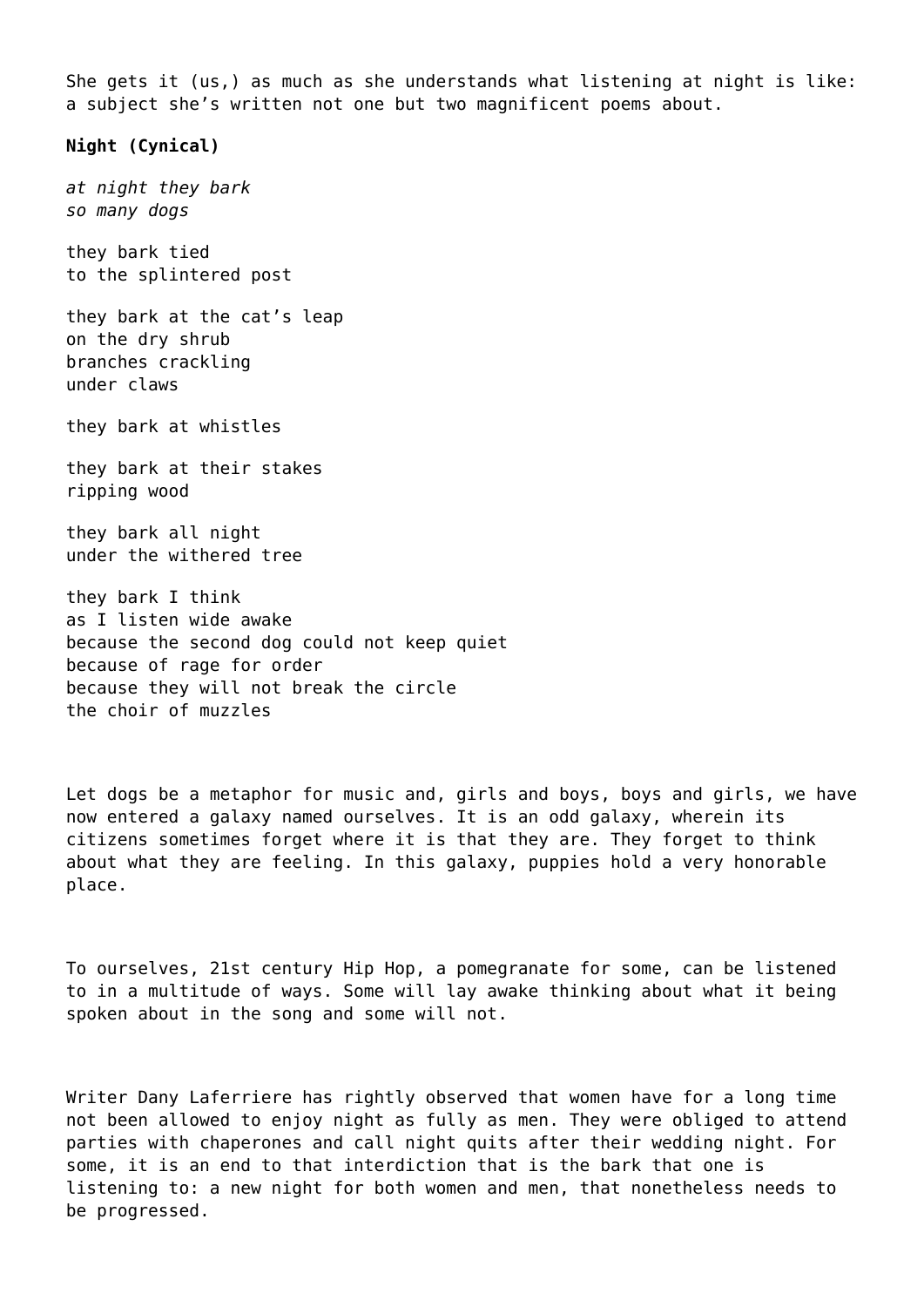She gets it (us,) as much as she understands what listening at night is like: a subject she's written not one but two magnificent poems about.

**Night (Cynical)**

*at night they bark*
*so many dogs*

they bark tied
to the splintered post

they bark at the cat's leap
on the dry shrub
branches crackling
under claws

they bark at whistles

they bark at their stakes
ripping wood

they bark all night
under the withered tree

they bark I think
as I listen wide awake
because the second dog could not keep quiet
because of rage for order
because they will not break the circle
the choir of muzzles

Let dogs be a metaphor for music and, girls and boys, boys and girls, we have now entered a galaxy named ourselves. It is an odd galaxy, wherein its citizens sometimes forget where it is that they are. They forget to think about what they are feeling. In this galaxy, puppies hold a very honorable place.

To ourselves, 21st century Hip Hop, a pomegranate for some, can be listened to in a multitude of ways. Some will lay awake thinking about what it being spoken about in the song and some will not.

Writer Dany Laferriere has rightly observed that women have for a long time not been allowed to enjoy night as fully as men. They were obliged to attend parties with chaperones and call night quits after their wedding night. For some, it is an end to that interdiction that is the bark that one is listening to: a new night for both women and men, that nonetheless needs to be progressed.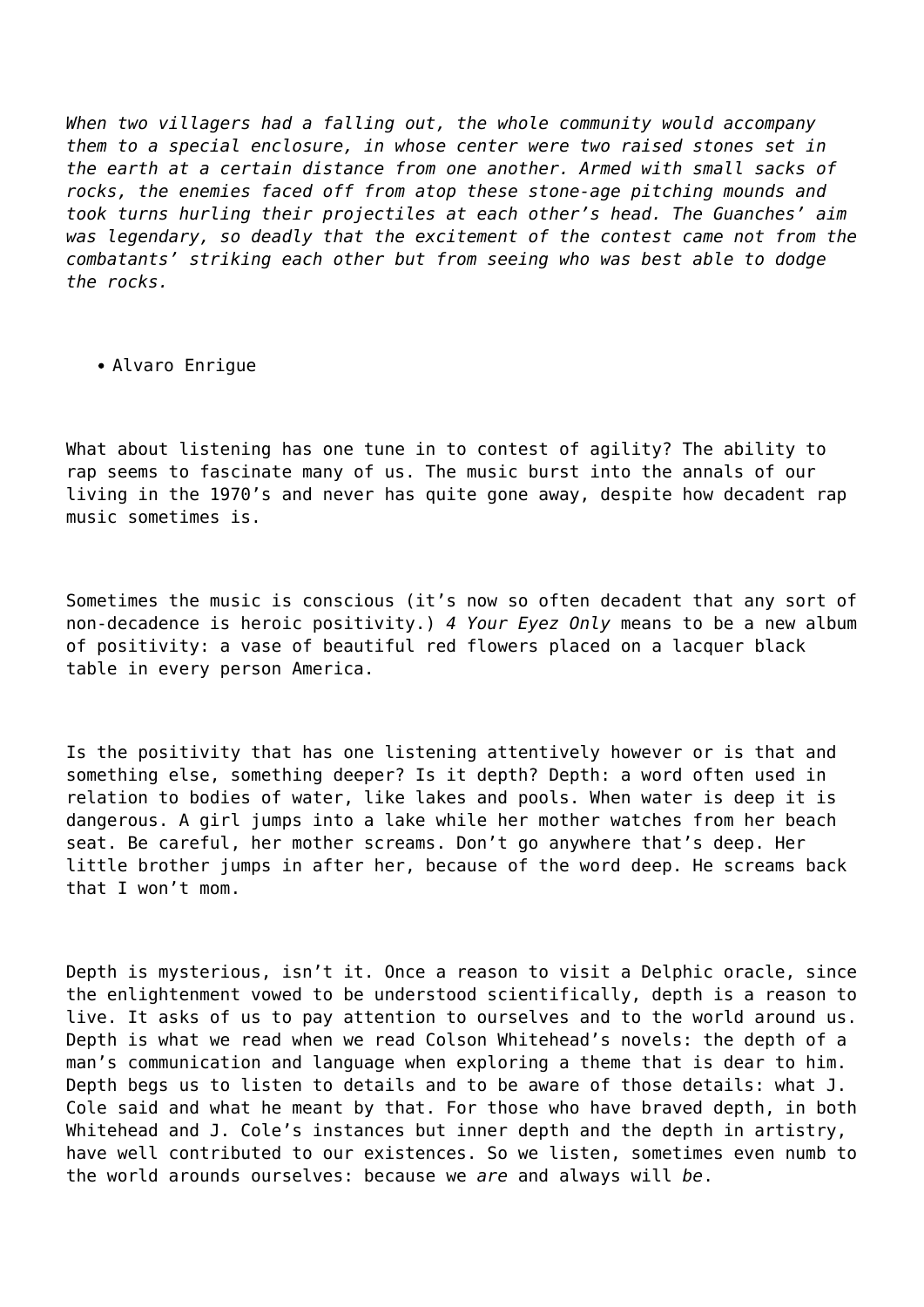*When two villagers had a falling out, the whole community would accompany them to a special enclosure, in whose center were two raised stones set in the earth at a certain distance from one another. Armed with small sacks of rocks, the enemies faced off from atop these stone-age pitching mounds and took turns hurling their projectiles at each other's head. The Guanches' aim was legendary, so deadly that the excitement of the contest came not from the combatants' striking each other but from seeing who was best able to dodge the rocks.*

- Alvaro Enrigue

What about listening has one tune in to contest of agility? The ability to rap seems to fascinate many of us. The music burst into the annals of our living in the 1970's and never has quite gone away, despite how decadent rap music sometimes is.

Sometimes the music is conscious (it's now so often decadent that any sort of non-decadence is heroic positivity.) *4 Your Eyez Only* means to be a new album of positivity: a vase of beautiful red flowers placed on a lacquer black table in every person America.

Is the positivity that has one listening attentively however or is that and something else, something deeper? Is it depth? Depth: a word often used in relation to bodies of water, like lakes and pools. When water is deep it is dangerous. A girl jumps into a lake while her mother watches from her beach seat. Be careful, her mother screams. Don't go anywhere that's deep. Her little brother jumps in after her, because of the word deep. He screams back that I won't mom.

Depth is mysterious, isn't it. Once a reason to visit a Delphic oracle, since the enlightenment vowed to be understood scientifically, depth is a reason to live. It asks of us to pay attention to ourselves and to the world around us. Depth is what we read when we read Colson Whitehead's novels: the depth of a man's communication and language when exploring a theme that is dear to him. Depth begs us to listen to details and to be aware of those details: what J. Cole said and what he meant by that. For those who have braved depth, in both Whitehead and J. Cole's instances but inner depth and the depth in artistry, have well contributed to our existences. So we listen, sometimes even numb to the world arounds ourselves: because we *are* and always will *be*.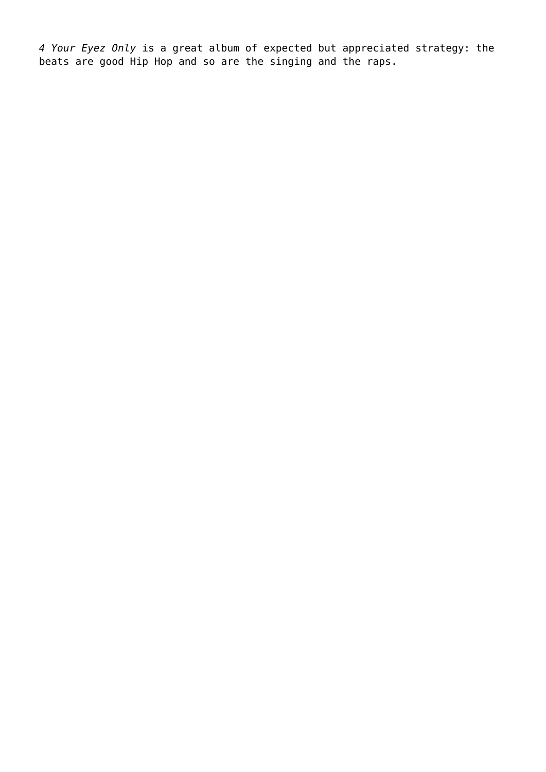*4 Your Eyez Only* is a great album of expected but appreciated strategy: the beats are good Hip Hop and so are the singing and the raps.